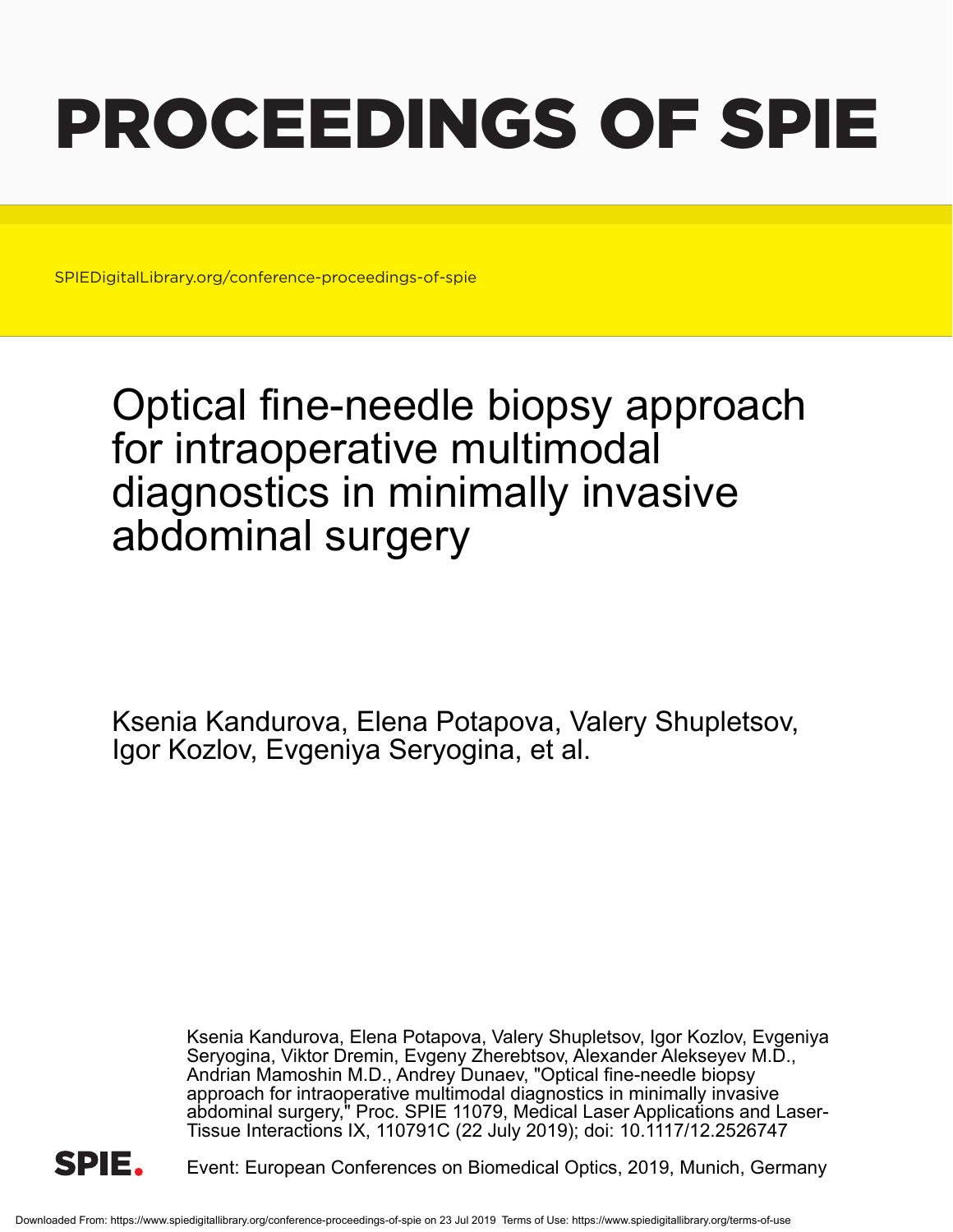# PROCEEDINGS OF SPIE

SPIEDigitalLibrary.org/conference-proceedings-of-spie

## Optical fine-needle biopsy approach for intraoperative multimodal diagnostics in minimally invasive abdominal surgery

Ksenia Kandurova, Elena Potapova, Valery Shupletsov, Igor Kozlov, Evgeniya Seryogina, et al.

Ksenia Kandurova, Elena Potapova, Valery Shupletsov, Igor Kozlov, Evgeniya Seryogina, Viktor Dremin, Evgeny Zherebtsov, Alexander Alekseyev M.D., Andrian Mamoshin M.D., Andrey Dunaev, "Optical fine-needle biopsy approach for intraoperative multimodal diagnostics in minimally invasive abdominal surgery," Proc. SPIE 11079, Medical Laser Applications and Laser-Tissue Interactions IX, 110791C (22 July 2019); doi: 10.1117/12.2526747

Event: European Conferences on Biomedical Optics, 2019, Munich, Germany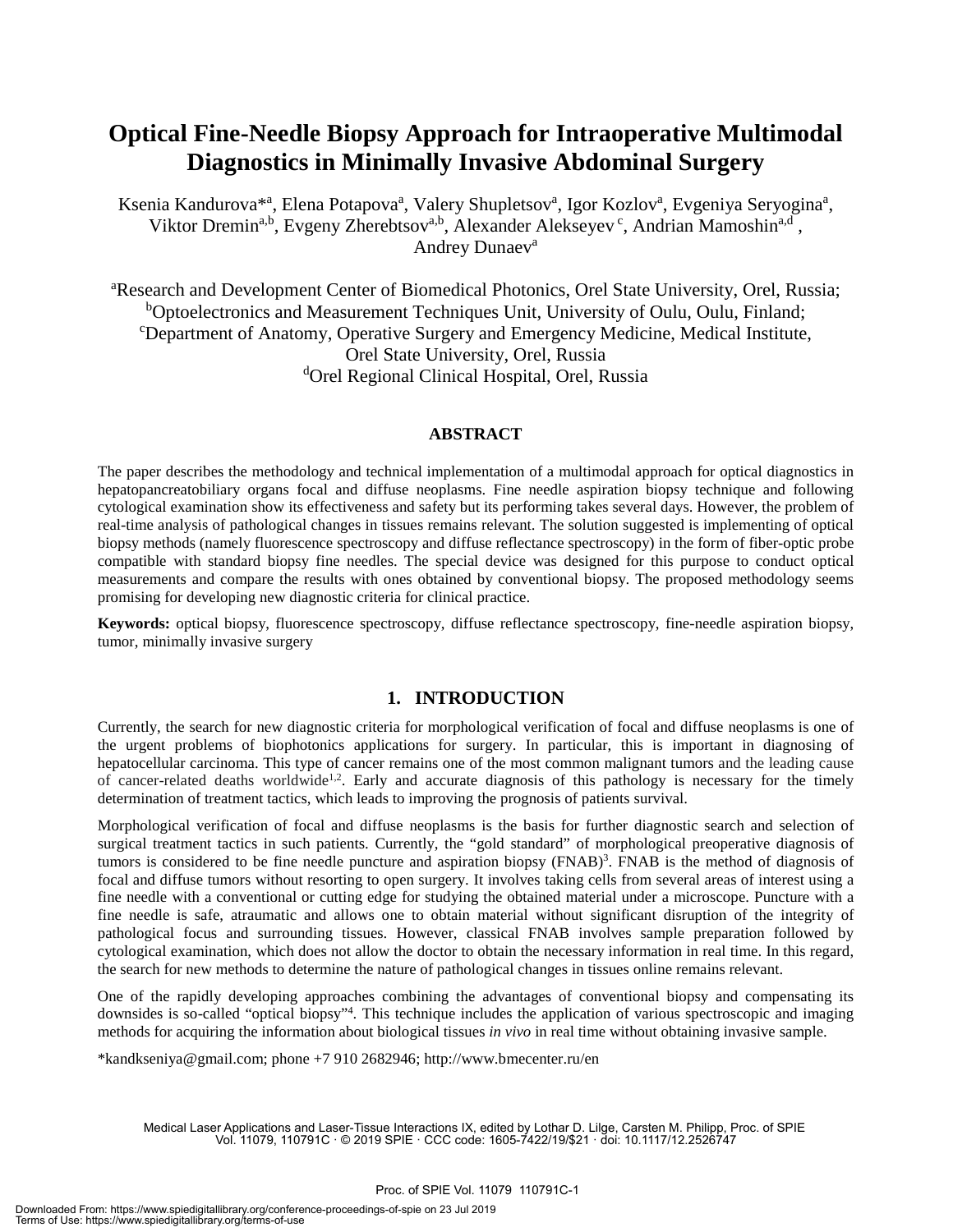# Optical Fine-Needle Biopsy Approach for Intraoperative Multimodal Diagnostics in Minimally Invasive Abdominal Surgery

Ksenia Kandurova*[a], Elena Potapova[a], Valery Shupletsov[a], Igor Kozlov[a], Evgeniya Seryogina[a], Viktor Dremin[a,b], Evgeny Zherebtsov[a,b], Alexander Alekseyev[c], Andrian Mamoshin[a,d], Andrey Dunaev[a]

[a]Research and Development Center of Biomedical Photonics, Orel State University, Orel, Russia;
[b]Optoelectronics and Measurement Techniques Unit, University of Oulu, Oulu, Finland;
[c]Department of Anatomy, Operative Surgery and Emergency Medicine, Medical Institute, Orel State University, Orel, Russia
[d]Orel Regional Clinical Hospital, Orel, Russia

## ABSTRACT

The paper describes the methodology and technical implementation of a multimodal approach for optical diagnostics in hepatopancreatobiliary organs focal and diffuse neoplasms. Fine needle aspiration biopsy technique and following cytological examination show its effectiveness and safety but its performing takes several days. However, the problem of real-time analysis of pathological changes in tissues remains relevant. The solution suggested is implementing of optical biopsy methods (namely fluorescence spectroscopy and diffuse reflectance spectroscopy) in the form of fiber-optic probe compatible with standard biopsy fine needles. The special device was designed for this purpose to conduct optical measurements and compare the results with ones obtained by conventional biopsy. The proposed methodology seems promising for developing new diagnostic criteria for clinical practice.

**Keywords:** optical biopsy, fluorescence spectroscopy, diffuse reflectance spectroscopy, fine-needle aspiration biopsy, tumor, minimally invasive surgery

## 1. INTRODUCTION

Currently, the search for new diagnostic criteria for morphological verification of focal and diffuse neoplasms is one of the urgent problems of biophotonics applications for surgery. In particular, this is important in diagnosing of hepatocellular carcinoma. This type of cancer remains one of the most common malignant tumors and the leading cause of cancer-related deaths worldwide[1,2]. Early and accurate diagnosis of this pathology is necessary for the timely determination of treatment tactics, which leads to improving the prognosis of patients survival.

Morphological verification of focal and diffuse neoplasms is the basis for further diagnostic search and selection of surgical treatment tactics in such patients. Currently, the "gold standard" of morphological preoperative diagnosis of tumors is considered to be fine needle puncture and aspiration biopsy (FNAB)[3]. FNAB is the method of diagnosis of focal and diffuse tumors without resorting to open surgery. It involves taking cells from several areas of interest using a fine needle with a conventional or cutting edge for studying the obtained material under a microscope. Puncture with a fine needle is safe, atraumatic and allows one to obtain material without significant disruption of the integrity of pathological focus and surrounding tissues. However, classical FNAB involves sample preparation followed by cytological examination, which does not allow the doctor to obtain the necessary information in real time. In this regard, the search for new methods to determine the nature of pathological changes in tissues online remains relevant.

One of the rapidly developing approaches combining the advantages of conventional biopsy and compensating its downsides is so-called "optical biopsy"[4]. This technique includes the application of various spectroscopic and imaging methods for acquiring the information about biological tissues *in vivo* in real time without obtaining invasive sample.

*kandkseniya@gmail.com; phone +7 910 2682946; http://www.bmecenter.ru/en

Medical Laser Applications and Laser-Tissue Interactions IX, edited by Lothar D. Lilge, Carsten M. Philipp, Proc. of SPIE Vol. 11079, 110791C · © 2019 SPIE · CCC code: 1605-7422/19/$21 · doi: 10.1117/12.2526747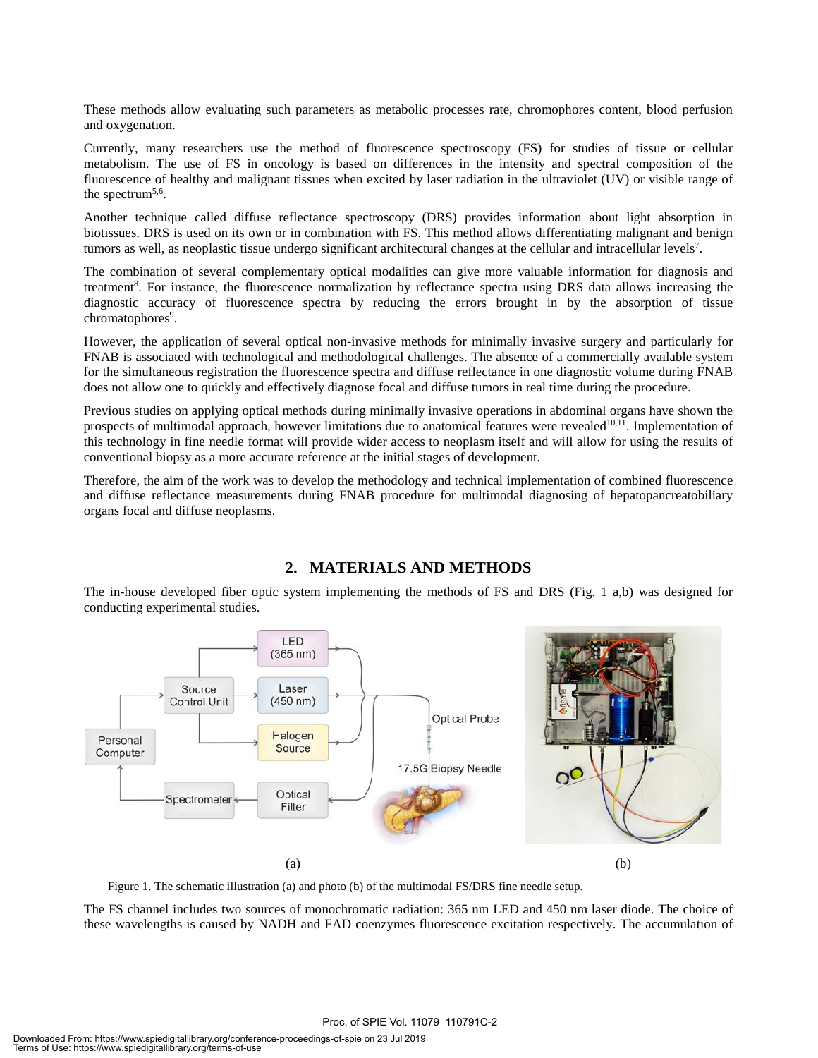These methods allow evaluating such parameters as metabolic processes rate, chromophores content, blood perfusion and oxygenation.

Currently, many researchers use the method of fluorescence spectroscopy (FS) for studies of tissue or cellular metabolism. The use of FS in oncology is based on differences in the intensity and spectral composition of the fluorescence of healthy and malignant tissues when excited by laser radiation in the ultraviolet (UV) or visible range of the spectrum[5,6].

Another technique called diffuse reflectance spectroscopy (DRS) provides information about light absorption in biotissues. DRS is used on its own or in combination with FS. This method allows differentiating malignant and benign tumors as well, as neoplastic tissue undergo significant architectural changes at the cellular and intracellular levels[7].

The combination of several complementary optical modalities can give more valuable information for diagnosis and treatment[8]. For instance, the fluorescence normalization by reflectance spectra using DRS data allows increasing the diagnostic accuracy of fluorescence spectra by reducing the errors brought in by the absorption of tissue chromatophores[9].

However, the application of several optical non-invasive methods for minimally invasive surgery and particularly for FNAB is associated with technological and methodological challenges. The absence of a commercially available system for the simultaneous registration the fluorescence spectra and diffuse reflectance in one diagnostic volume during FNAB does not allow one to quickly and effectively diagnose focal and diffuse tumors in real time during the procedure.

Previous studies on applying optical methods during minimally invasive operations in abdominal organs have shown the prospects of multimodal approach, however limitations due to anatomical features were revealed[10,11]. Implementation of this technology in fine needle format will provide wider access to neoplasm itself and will allow for using the results of conventional biopsy as a more accurate reference at the initial stages of development.

Therefore, the aim of the work was to develop the methodology and technical implementation of combined fluorescence and diffuse reflectance measurements during FNAB procedure for multimodal diagnosing of hepatopancreatobiliary organs focal and diffuse neoplasms.

## 2. MATERIALS AND METHODS

The in-house developed fiber optic system implementing the methods of FS and DRS (Fig. 1 a,b) was designed for conducting experimental studies.

Figure 1. The schematic illustration (a) and photo (b) of the multimodal FS/DRS fine needle setup.

The FS channel includes two sources of monochromatic radiation: 365 nm LED and 450 nm laser diode. The choice of these wavelengths is caused by NADH and FAD coenzymes fluorescence excitation respectively. The accumulation of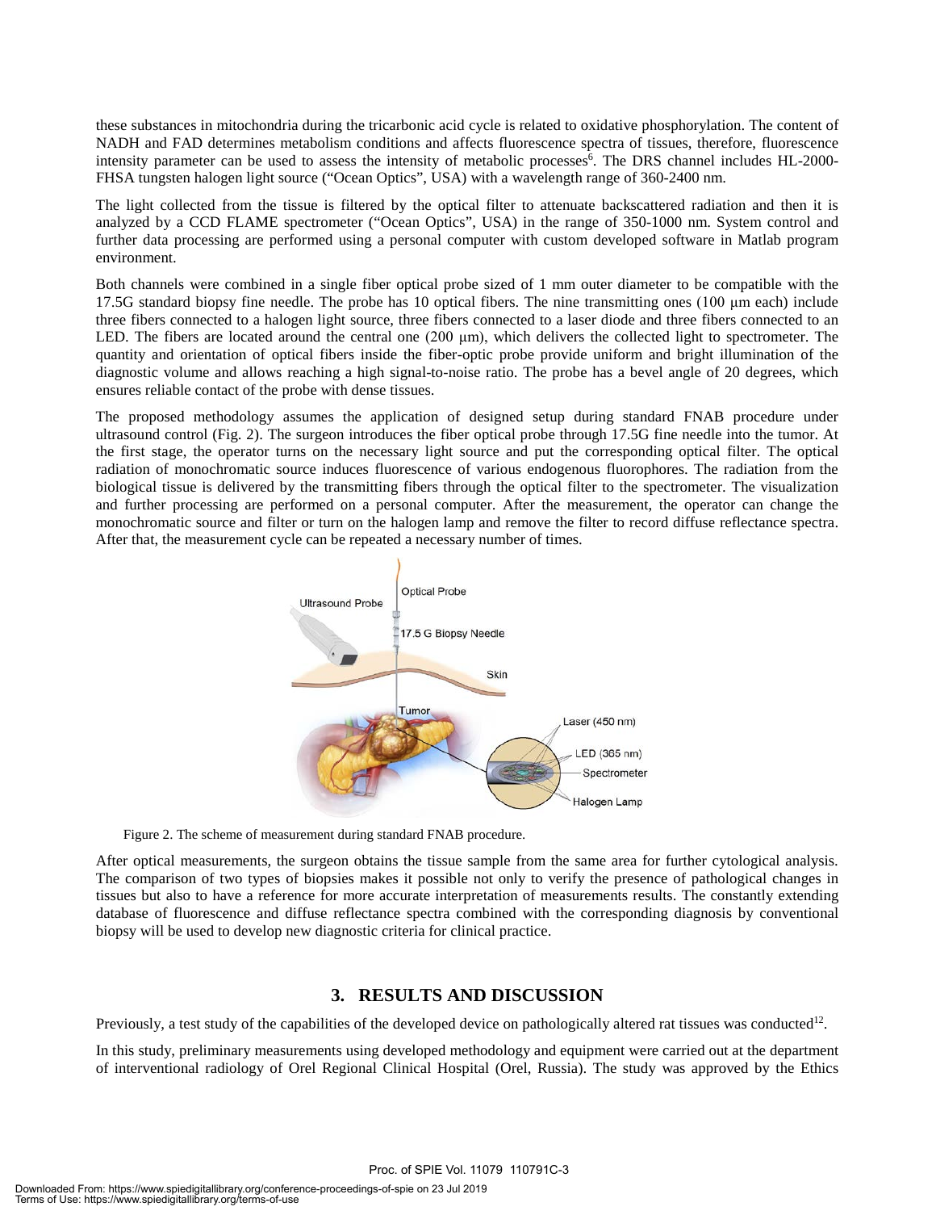these substances in mitochondria during the tricarbonic acid cycle is related to oxidative phosphorylation. The content of NADH and FAD determines metabolism conditions and affects fluorescence spectra of tissues, therefore, fluorescence intensity parameter can be used to assess the intensity of metabolic processes[6]. The DRS channel includes HL-2000-FHSA tungsten halogen light source ("Ocean Optics", USA) with a wavelength range of 360-2400 nm.

The light collected from the tissue is filtered by the optical filter to attenuate backscattered radiation and then it is analyzed by a CCD FLAME spectrometer ("Ocean Optics", USA) in the range of 350-1000 nm. System control and further data processing are performed using a personal computer with custom developed software in Matlab program environment.

Both channels were combined in a single fiber optical probe sized of 1 mm outer diameter to be compatible with the 17.5G standard biopsy fine needle. The probe has 10 optical fibers. The nine transmitting ones (100 μm each) include three fibers connected to a halogen light source, three fibers connected to a laser diode and three fibers connected to an LED. The fibers are located around the central one (200 μm), which delivers the collected light to spectrometer. The quantity and orientation of optical fibers inside the fiber-optic probe provide uniform and bright illumination of the diagnostic volume and allows reaching a high signal-to-noise ratio. The probe has a bevel angle of 20 degrees, which ensures reliable contact of the probe with dense tissues.

The proposed methodology assumes the application of designed setup during standard FNAB procedure under ultrasound control (Fig. 2). The surgeon introduces the fiber optical probe through 17.5G fine needle into the tumor. At the first stage, the operator turns on the necessary light source and put the corresponding optical filter. The optical radiation of monochromatic source induces fluorescence of various endogenous fluorophores. The radiation from the biological tissue is delivered by the transmitting fibers through the optical filter to the spectrometer. The visualization and further processing are performed on a personal computer. After the measurement, the operator can change the monochromatic source and filter or turn on the halogen lamp and remove the filter to record diffuse reflectance spectra. After that, the measurement cycle can be repeated a necessary number of times.

Figure 2. The scheme of measurement during standard FNAB procedure.

After optical measurements, the surgeon obtains the tissue sample from the same area for further cytological analysis. The comparison of two types of biopsies makes it possible not only to verify the presence of pathological changes in tissues but also to have a reference for more accurate interpretation of measurements results. The constantly extending database of fluorescence and diffuse reflectance spectra combined with the corresponding diagnosis by conventional biopsy will be used to develop new diagnostic criteria for clinical practice.

## 3. RESULTS AND DISCUSSION

Previously, a test study of the capabilities of the developed device on pathologically altered rat tissues was conducted[12].

In this study, preliminary measurements using developed methodology and equipment were carried out at the department of interventional radiology of Orel Regional Clinical Hospital (Orel, Russia). The study was approved by the Ethics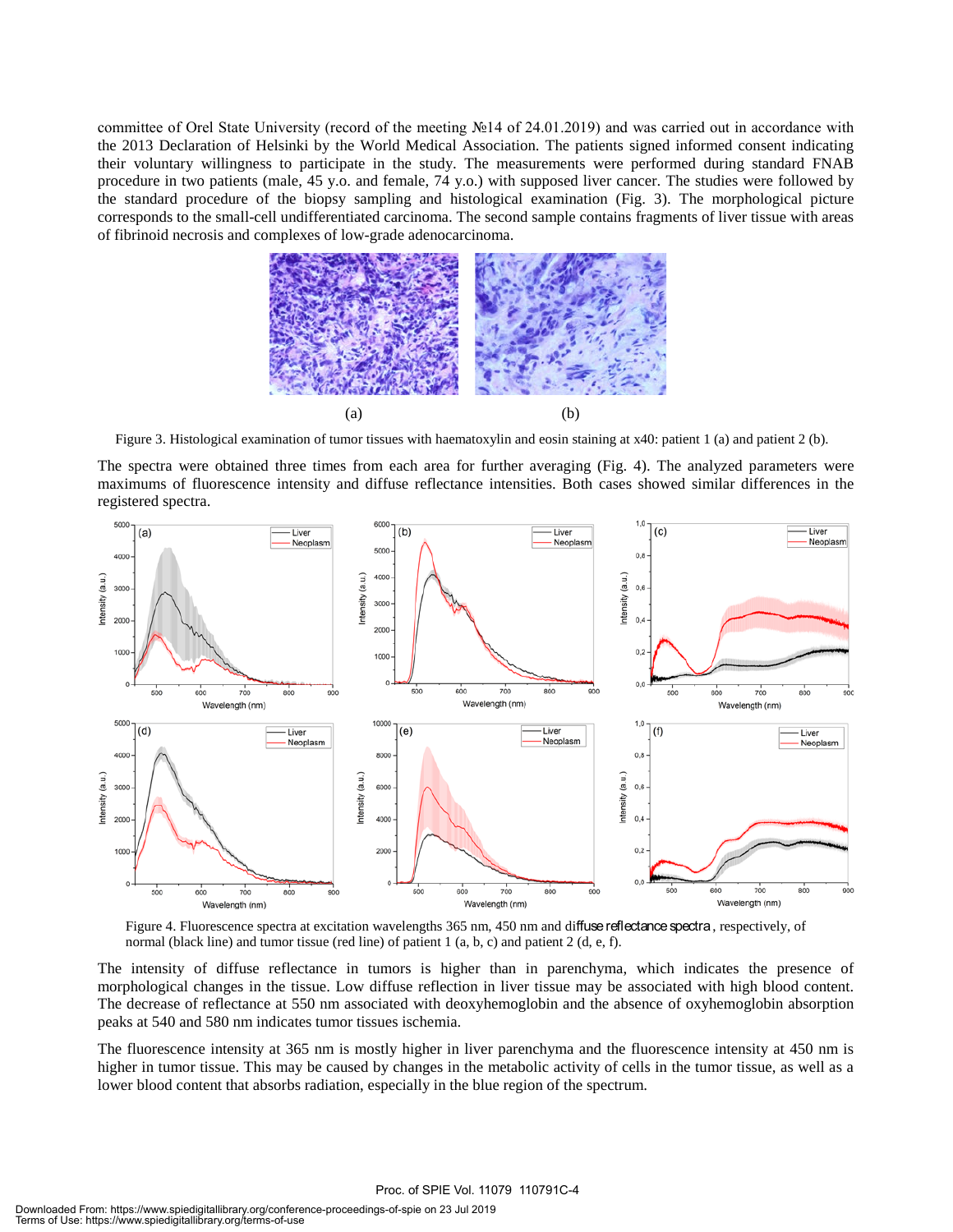committee of Orel State University (record of the meeting №14 of 24.01.2019) and was carried out in accordance with the 2013 Declaration of Helsinki by the World Medical Association. The patients signed informed consent indicating their voluntary willingness to participate in the study. The measurements were performed during standard FNAB procedure in two patients (male, 45 y.o. and female, 74 y.o.) with supposed liver cancer. The studies were followed by the standard procedure of the biopsy sampling and histological examination (Fig. 3). The morphological picture corresponds to the small-cell undifferentiated carcinoma. The second sample contains fragments of liver tissue with areas of fibrinoid necrosis and complexes of low-grade adenocarcinoma.

(a) (b)

Figure 3. Histological examination of tumor tissues with haematoxylin and eosin staining at x40: patient 1 (a) and patient 2 (b).

The spectra were obtained three times from each area for further averaging (Fig. 4). The analyzed parameters were maximums of fluorescence intensity and diffuse reflectance intensities. Both cases showed similar differences in the registered spectra.

Figure 4. Fluorescence spectra at excitation wavelengths 365 nm, 450 nm and diffuse reflectance spectra, respectively, of normal (black line) and tumor tissue (red line) of patient 1 (a, b, c) and patient 2 (d, e, f).

The intensity of diffuse reflectance in tumors is higher than in parenchyma, which indicates the presence of morphological changes in the tissue. Low diffuse reflection in liver tissue may be associated with high blood content. The decrease of reflectance at 550 nm associated with deoxyhemoglobin and the absence of oxyhemoglobin absorption peaks at 540 and 580 nm indicates tumor tissues ischemia.

The fluorescence intensity at 365 nm is mostly higher in liver parenchyma and the fluorescence intensity at 450 nm is higher in tumor tissue. This may be caused by changes in the metabolic activity of cells in the tumor tissue, as well as a lower blood content that absorbs radiation, especially in the blue region of the spectrum.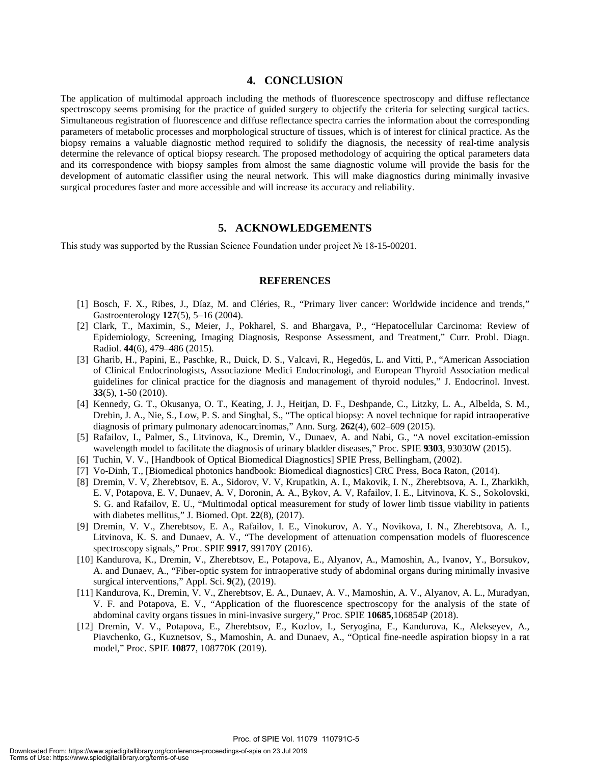## 4. CONCLUSION

The application of multimodal approach including the methods of fluorescence spectroscopy and diffuse reflectance spectroscopy seems promising for the practice of guided surgery to objectify the criteria for selecting surgical tactics. Simultaneous registration of fluorescence and diffuse reflectance spectra carries the information about the corresponding parameters of metabolic processes and morphological structure of tissues, which is of interest for clinical practice. As the biopsy remains a valuable diagnostic method required to solidify the diagnosis, the necessity of real-time analysis determine the relevance of optical biopsy research. The proposed methodology of acquiring the optical parameters data and its correspondence with biopsy samples from almost the same diagnostic volume will provide the basis for the development of automatic classifier using the neural network. This will make diagnostics during minimally invasive surgical procedures faster and more accessible and will increase its accuracy and reliability.

## 5. ACKNOWLEDGEMENTS

This study was supported by the Russian Science Foundation under project № 18-15-00201.

## REFERENCES

[1] Bosch, F. X., Ribes, J., Díaz, M. and Cléries, R., "Primary liver cancer: Worldwide incidence and trends," Gastroenterology **127**(5), 5–16 (2004).

[2] Clark, T., Maximin, S., Meier, J., Pokharel, S. and Bhargava, P., "Hepatocellular Carcinoma: Review of Epidemiology, Screening, Imaging Diagnosis, Response Assessment, and Treatment," Curr. Probl. Diagn. Radiol. **44**(6), 479–486 (2015).

[3] Gharib, H., Papini, E., Paschke, R., Duick, D. S., Valcavi, R., Hegedüs, L. and Vitti, P., "American Association of Clinical Endocrinologists, Associazione Medici Endocrinologi, and European Thyroid Association medical guidelines for clinical practice for the diagnosis and management of thyroid nodules," J. Endocrinol. Invest. **33**(5), 1-50 (2010).

[4] Kennedy, G. T., Okusanya, O. T., Keating, J. J., Heitjan, D. F., Deshpande, C., Litzky, L. A., Albelda, S. M., Drebin, J. A., Nie, S., Low, P. S. and Singhal, S., "The optical biopsy: A novel technique for rapid intraoperative diagnosis of primary pulmonary adenocarcinomas," Ann. Surg. **262**(4), 602–609 (2015).

[5] Rafailov, I., Palmer, S., Litvinova, K., Dremin, V., Dunaev, A. and Nabi, G., "A novel excitation-emission wavelength model to facilitate the diagnosis of urinary bladder diseases," Proc. SPIE **9303**, 93030W (2015).

[6] Tuchin, V. V., [Handbook of Optical Biomedical Diagnostics] SPIE Press, Bellingham, (2002).

[7] Vo-Dinh, T., [Biomedical photonics handbook: Biomedical diagnostics] CRC Press, Boca Raton, (2014).

[8] Dremin, V. V, Zherebtsov, E. A., Sidorov, V. V, Krupatkin, A. I., Makovik, I. N., Zherebtsova, A. I., Zharkikh, E. V, Potapova, E. V, Dunaev, A. V, Doronin, A. A., Bykov, A. V, Rafailov, I. E., Litvinova, K. S., Sokolovski, S. G. and Rafailov, E. U., "Multimodal optical measurement for study of lower limb tissue viability in patients with diabetes mellitus," J. Biomed. Opt. **22**(8), (2017).

[9] Dremin, V. V., Zherebtsov, E. A., Rafailov, I. E., Vinokurov, A. Y., Novikova, I. N., Zherebtsova, A. I., Litvinova, K. S. and Dunaev, A. V., "The development of attenuation compensation models of fluorescence spectroscopy signals," Proc. SPIE **9917**, 99170Y (2016).

[10] Kandurova, K., Dremin, V., Zherebtsov, E., Potapova, E., Alyanov, A., Mamoshin, A., Ivanov, Y., Borsukov, A. and Dunaev, A., "Fiber-optic system for intraoperative study of abdominal organs during minimally invasive surgical interventions," Appl. Sci. **9**(2), (2019).

[11] Kandurova, K., Dremin, V. V., Zherebtsov, E. A., Dunaev, A. V., Mamoshin, A. V., Alyanov, A. L., Muradyan, V. F. and Potapova, E. V., "Application of the fluorescence spectroscopy for the analysis of the state of abdominal cavity organs tissues in mini-invasive surgery," Proc. SPIE **10685**,106854P (2018).

[12] Dremin, V. V., Potapova, E., Zherebtsov, E., Kozlov, I., Seryogina, E., Kandurova, K., Alekseyev, A., Piavchenko, G., Kuznetsov, S., Mamoshin, A. and Dunaev, A., "Optical fine-needle aspiration biopsy in a rat model," Proc. SPIE **10877**, 108770K (2019).